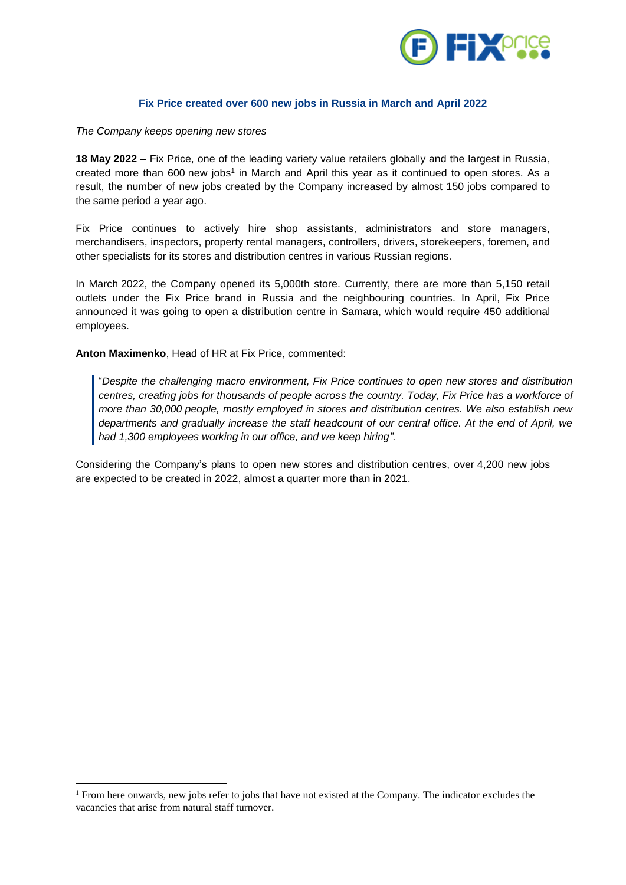# Fix Price created over 600 new jobs in Russia in March and April 2022

*The Company keeps opening new stores*

**18 May 2022 –** Fix Price, one of the leading variety value retailers globally and the largest in Russia, created more than 600 new jobs[1] in March and April this year as it continued to open stores. As a result, the number of new jobs created by the Company increased by almost 150 jobs compared to the same period a year ago.

Fix Price continues to actively hire shop assistants, administrators and store managers, merchandisers, inspectors, property rental managers, controllers, drivers, storekeepers, foremen, and other specialists for its stores and distribution centres in various Russian regions.

In March 2022, the Company opened its 5,000th store. Currently, there are more than 5,150 retail outlets under the Fix Price brand in Russia and the neighbouring countries. In April, Fix Price announced it was going to open a distribution centre in Samara, which would require 450 additional employees.

**Anton Maximenko**, Head of HR at Fix Price, commented:

> "*Despite the challenging macro environment, Fix Price continues to open new stores and distribution centres, creating jobs for thousands of people across the country. Today, Fix Price has a workforce of more than 30,000 people, mostly employed in stores and distribution centres. We also establish new departments and gradually increase the staff headcount of our central office. At the end of April, we had 1,300 employees working in our office, and we keep hiring".*

Considering the Company's plans to open new stores and distribution centres, over 4,200 new jobs are expected to be created in 2022, almost a quarter more than in 2021.

---

[1] From here onwards, new jobs refer to jobs that have not existed at the Company. The indicator excludes the vacancies that arise from natural staff turnover.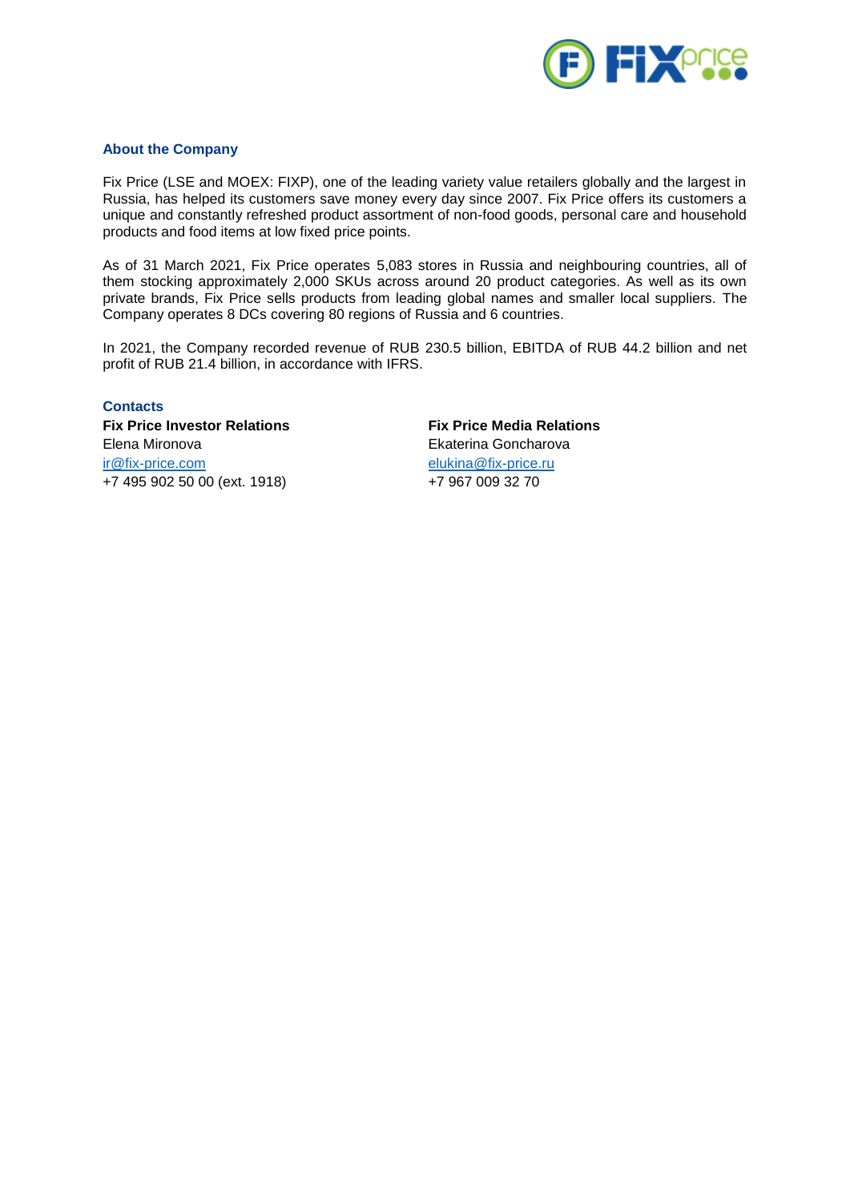## About the Company

Fix Price (LSE and MOEX: FIXP), one of the leading variety value retailers globally and the largest in Russia, has helped its customers save money every day since 2007. Fix Price offers its customers a unique and constantly refreshed product assortment of non-food goods, personal care and household products and food items at low fixed price points.

As of 31 March 2021, Fix Price operates 5,083 stores in Russia and neighbouring countries, all of them stocking approximately 2,000 SKUs across around 20 product categories. As well as its own private brands, Fix Price sells products from leading global names and smaller local suppliers. The Company operates 8 DCs covering 80 regions of Russia and 6 countries.

In 2021, the Company recorded revenue of RUB 230.5 billion, EBITDA of RUB 44.2 billion and net profit of RUB 21.4 billion, in accordance with IFRS.

## Contacts

**Fix Price Investor Relations**
Elena Mironova
ir@fix-price.com
+7 495 902 50 00 (ext. 1918)

**Fix Price Media Relations**
Ekaterina Goncharova
elukina@fix-price.ru
+7 967 009 32 70